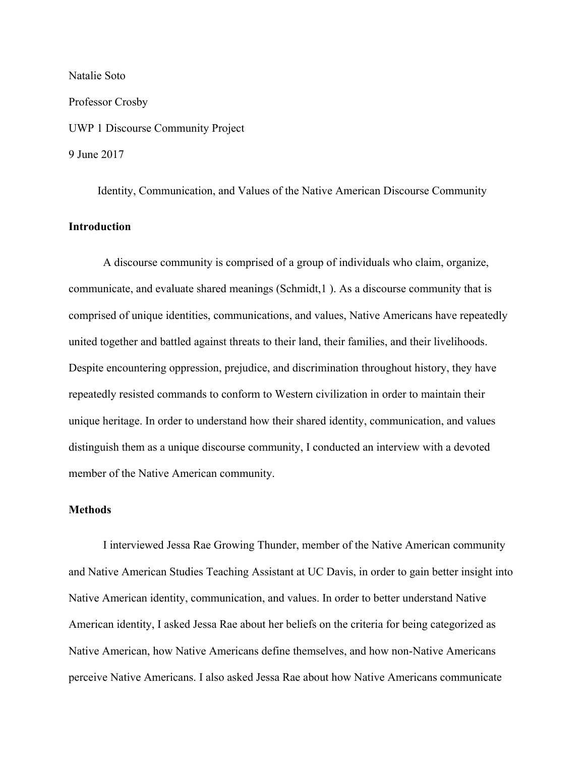Natalie Soto

Professor Crosby

UWP 1 Discourse Community Project

9 June 2017

Identity, Communication, and Values of the Native American Discourse Community

**Introduction**

A discourse community is comprised of a group of individuals who claim, organize, communicate, and evaluate shared meanings (Schmidt,1 ). As a discourse community that is comprised of unique identities, communications, and values, Native Americans have repeatedly united together and battled against threats to their land, their families, and their livelihoods. Despite encountering oppression, prejudice, and discrimination throughout history, they have repeatedly resisted commands to conform to Western civilization in order to maintain their unique heritage. In order to understand how their shared identity, communication, and values distinguish them as a unique discourse community, I conducted an interview with a devoted member of the Native American community.

**Methods**

I interviewed Jessa Rae Growing Thunder, member of the Native American community and Native American Studies Teaching Assistant at UC Davis, in order to gain better insight into Native American identity, communication, and values. In order to better understand Native American identity, I asked Jessa Rae about her beliefs on the criteria for being categorized as Native American, how Native Americans define themselves, and how non-Native Americans perceive Native Americans. I also asked Jessa Rae about how Native Americans communicate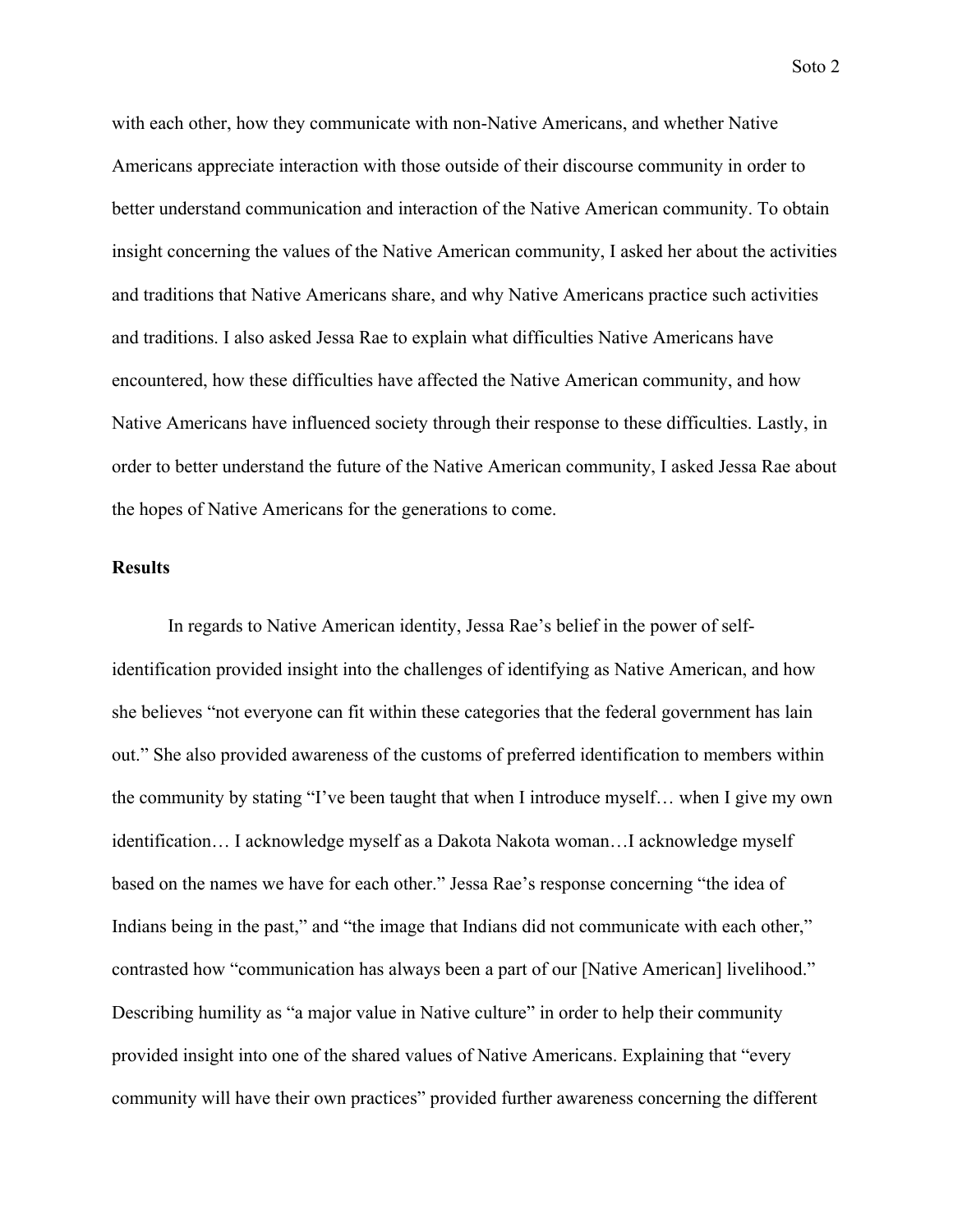with each other, how they communicate with non-Native Americans, and whether Native Americans appreciate interaction with those outside of their discourse community in order to better understand communication and interaction of the Native American community. To obtain insight concerning the values of the Native American community, I asked her about the activities and traditions that Native Americans share, and why Native Americans practice such activities and traditions. I also asked Jessa Rae to explain what difficulties Native Americans have encountered, how these difficulties have affected the Native American community, and how Native Americans have influenced society through their response to these difficulties. Lastly, in order to better understand the future of the Native American community, I asked Jessa Rae about the hopes of Native Americans for the generations to come.

**Results**

In regards to Native American identity, Jessa Rae's belief in the power of self-identification provided insight into the challenges of identifying as Native American, and how she believes "not everyone can fit within these categories that the federal government has lain out." She also provided awareness of the customs of preferred identification to members within the community by stating "I've been taught that when I introduce myself… when I give my own identification… I acknowledge myself as a Dakota Nakota woman…I acknowledge myself based on the names we have for each other." Jessa Rae's response concerning "the idea of Indians being in the past," and "the image that Indians did not communicate with each other," contrasted how "communication has always been a part of our [Native American] livelihood." Describing humility as "a major value in Native culture" in order to help their community provided insight into one of the shared values of Native Americans. Explaining that "every community will have their own practices" provided further awareness concerning the different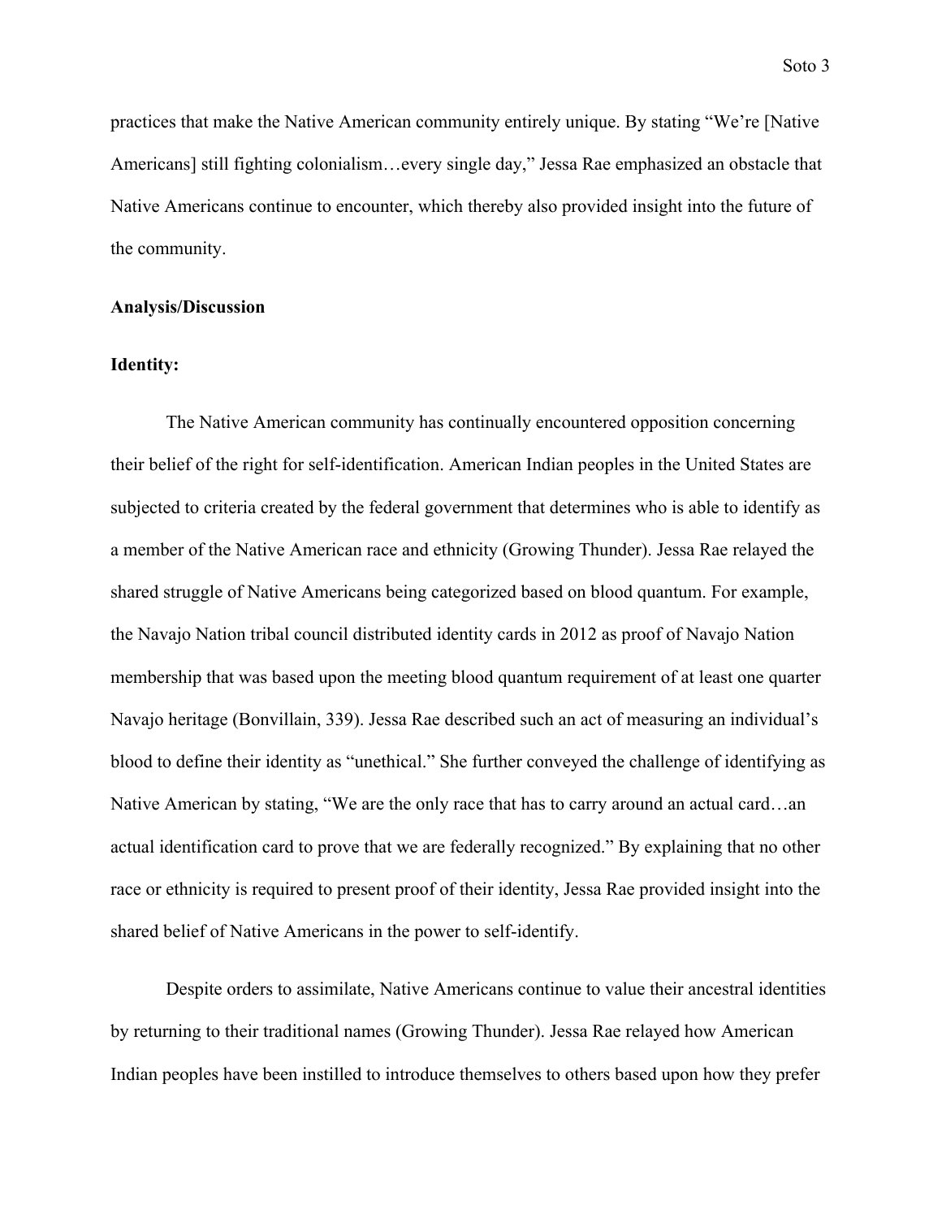practices that make the Native American community entirely unique. By stating "We're [Native Americans] still fighting colonialism…every single day," Jessa Rae emphasized an obstacle that Native Americans continue to encounter, which thereby also provided insight into the future of the community.

**Analysis/Discussion**

**Identity:**

The Native American community has continually encountered opposition concerning their belief of the right for self-identification. American Indian peoples in the United States are subjected to criteria created by the federal government that determines who is able to identify as a member of the Native American race and ethnicity (Growing Thunder). Jessa Rae relayed the shared struggle of Native Americans being categorized based on blood quantum. For example, the Navajo Nation tribal council distributed identity cards in 2012 as proof of Navajo Nation membership that was based upon the meeting blood quantum requirement of at least one quarter Navajo heritage (Bonvillain, 339). Jessa Rae described such an act of measuring an individual's blood to define their identity as "unethical." She further conveyed the challenge of identifying as Native American by stating, "We are the only race that has to carry around an actual card…an actual identification card to prove that we are federally recognized." By explaining that no other race or ethnicity is required to present proof of their identity, Jessa Rae provided insight into the shared belief of Native Americans in the power to self-identify.

Despite orders to assimilate, Native Americans continue to value their ancestral identities by returning to their traditional names (Growing Thunder). Jessa Rae relayed how American Indian peoples have been instilled to introduce themselves to others based upon how they prefer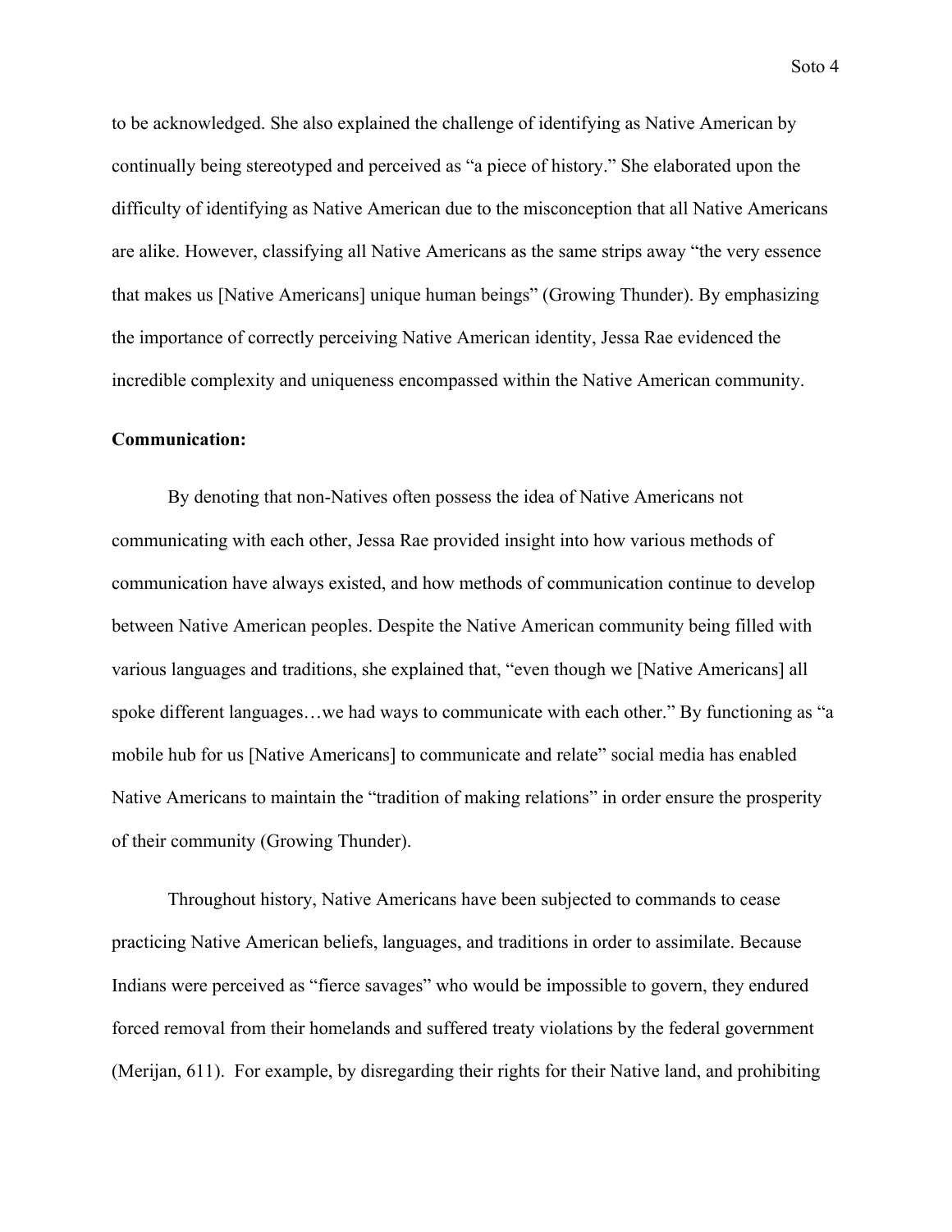to be acknowledged. She also explained the challenge of identifying as Native American by continually being stereotyped and perceived as "a piece of history." She elaborated upon the difficulty of identifying as Native American due to the misconception that all Native Americans are alike. However, classifying all Native Americans as the same strips away "the very essence that makes us [Native Americans] unique human beings" (Growing Thunder). By emphasizing the importance of correctly perceiving Native American identity, Jessa Rae evidenced the incredible complexity and uniqueness encompassed within the Native American community.

**Communication:**

By denoting that non-Natives often possess the idea of Native Americans not communicating with each other, Jessa Rae provided insight into how various methods of communication have always existed, and how methods of communication continue to develop between Native American peoples. Despite the Native American community being filled with various languages and traditions, she explained that, "even though we [Native Americans] all spoke different languages…we had ways to communicate with each other." By functioning as "a mobile hub for us [Native Americans] to communicate and relate" social media has enabled Native Americans to maintain the "tradition of making relations" in order ensure the prosperity of their community (Growing Thunder).

Throughout history, Native Americans have been subjected to commands to cease practicing Native American beliefs, languages, and traditions in order to assimilate. Because Indians were perceived as "fierce savages" who would be impossible to govern, they endured forced removal from their homelands and suffered treaty violations by the federal government (Merijan, 611). For example, by disregarding their rights for their Native land, and prohibiting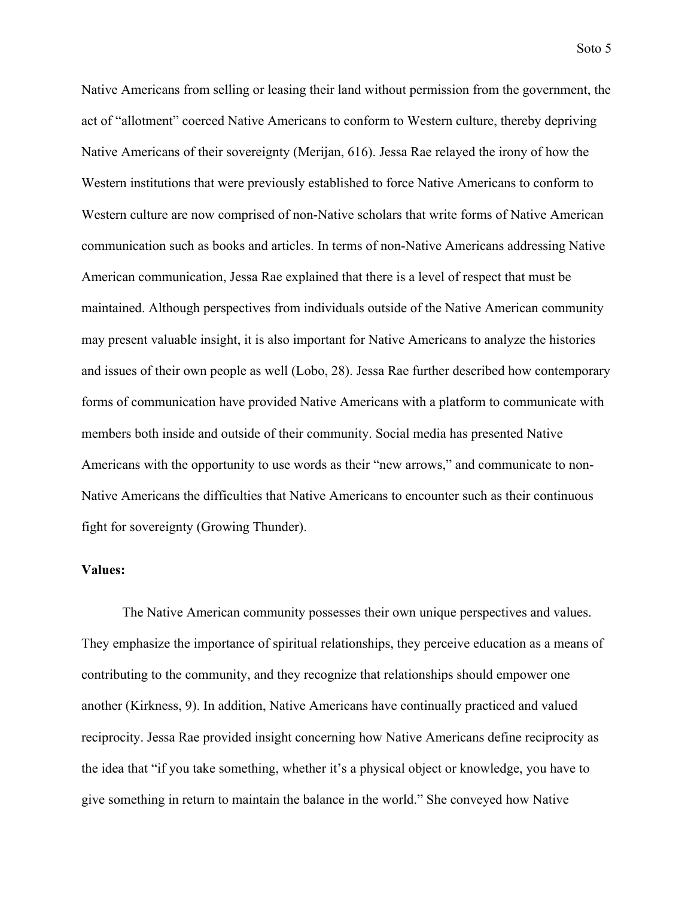Native Americans from selling or leasing their land without permission from the government, the act of "allotment" coerced Native Americans to conform to Western culture, thereby depriving Native Americans of their sovereignty (Merijan, 616). Jessa Rae relayed the irony of how the Western institutions that were previously established to force Native Americans to conform to Western culture are now comprised of non-Native scholars that write forms of Native American communication such as books and articles. In terms of non-Native Americans addressing Native American communication, Jessa Rae explained that there is a level of respect that must be maintained. Although perspectives from individuals outside of the Native American community may present valuable insight, it is also important for Native Americans to analyze the histories and issues of their own people as well (Lobo, 28). Jessa Rae further described how contemporary forms of communication have provided Native Americans with a platform to communicate with members both inside and outside of their community. Social media has presented Native Americans with the opportunity to use words as their "new arrows," and communicate to non-Native Americans the difficulties that Native Americans to encounter such as their continuous fight for sovereignty (Growing Thunder).

**Values:**

The Native American community possesses their own unique perspectives and values. They emphasize the importance of spiritual relationships, they perceive education as a means of contributing to the community, and they recognize that relationships should empower one another (Kirkness, 9). In addition, Native Americans have continually practiced and valued reciprocity. Jessa Rae provided insight concerning how Native Americans define reciprocity as the idea that "if you take something, whether it's a physical object or knowledge, you have to give something in return to maintain the balance in the world." She conveyed how Native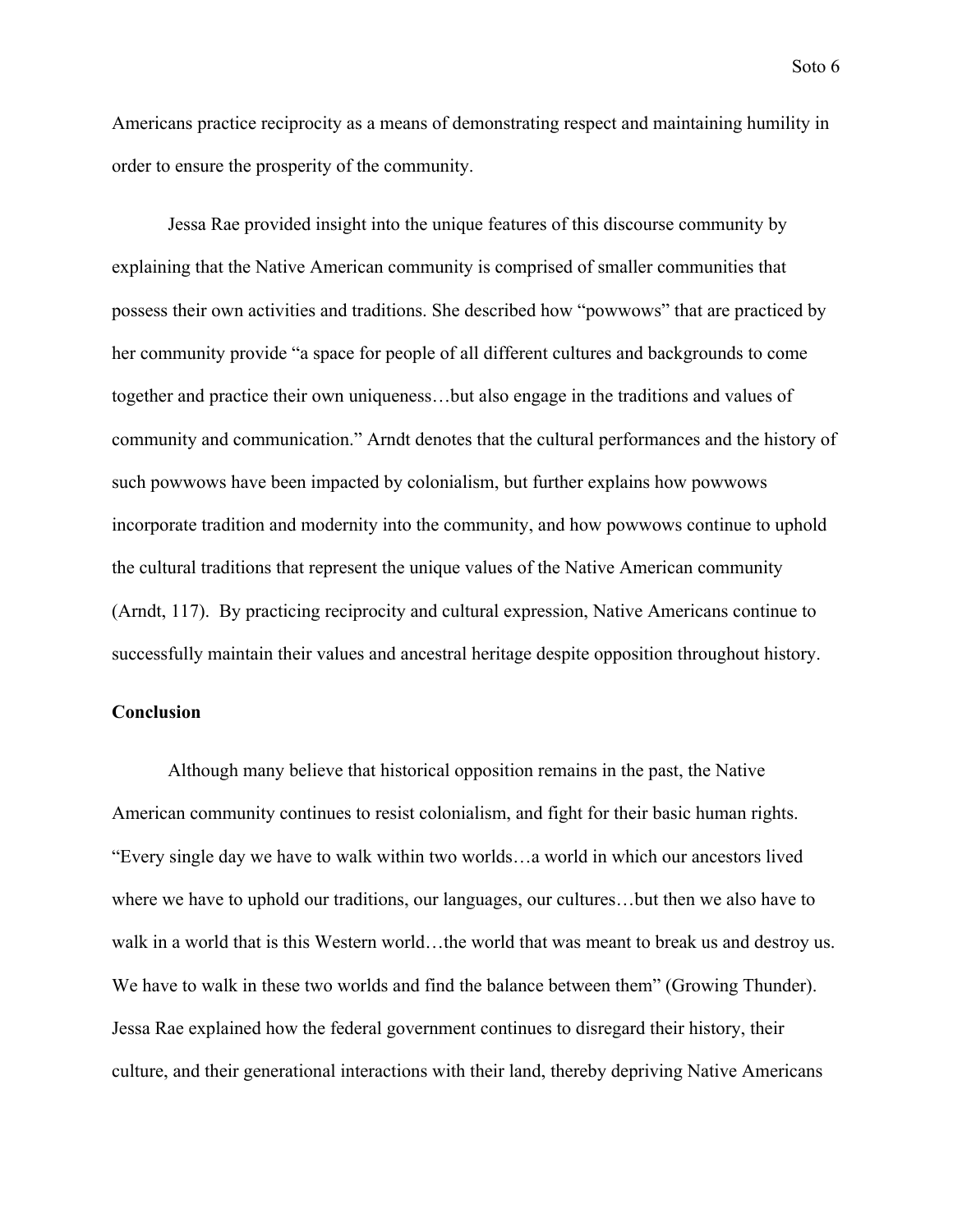Americans practice reciprocity as a means of demonstrating respect and maintaining humility in order to ensure the prosperity of the community.

Jessa Rae provided insight into the unique features of this discourse community by explaining that the Native American community is comprised of smaller communities that possess their own activities and traditions. She described how "powwows" that are practiced by her community provide "a space for people of all different cultures and backgrounds to come together and practice their own uniqueness…but also engage in the traditions and values of community and communication." Arndt denotes that the cultural performances and the history of such powwows have been impacted by colonialism, but further explains how powwows incorporate tradition and modernity into the community, and how powwows continue to uphold the cultural traditions that represent the unique values of the Native American community (Arndt, 117). By practicing reciprocity and cultural expression, Native Americans continue to successfully maintain their values and ancestral heritage despite opposition throughout history.

**Conclusion**

Although many believe that historical opposition remains in the past, the Native American community continues to resist colonialism, and fight for their basic human rights. "Every single day we have to walk within two worlds…a world in which our ancestors lived where we have to uphold our traditions, our languages, our cultures…but then we also have to walk in a world that is this Western world…the world that was meant to break us and destroy us. We have to walk in these two worlds and find the balance between them" (Growing Thunder). Jessa Rae explained how the federal government continues to disregard their history, their culture, and their generational interactions with their land, thereby depriving Native Americans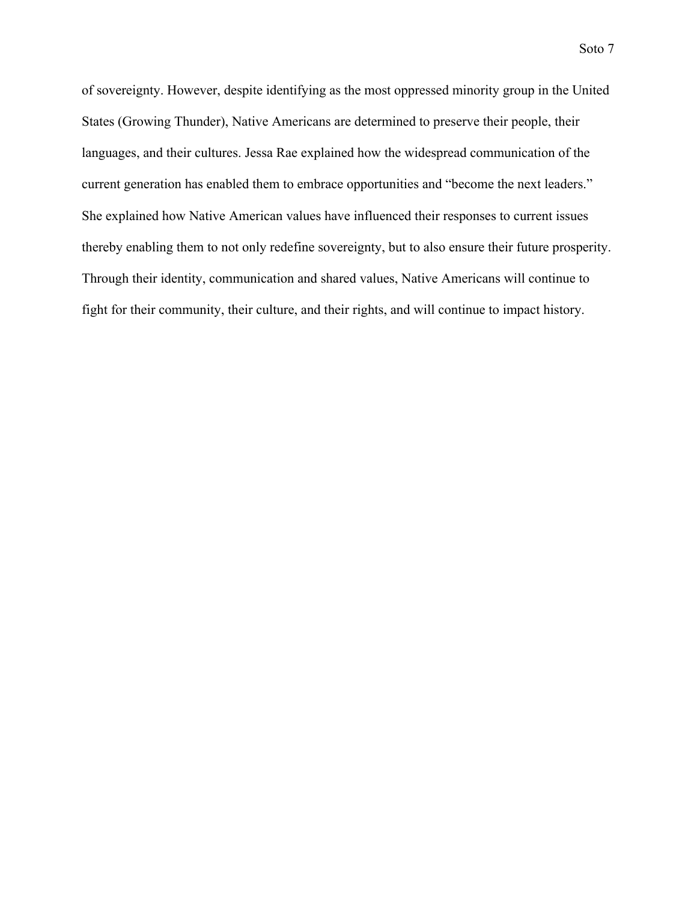of sovereignty. However, despite identifying as the most oppressed minority group in the United States (Growing Thunder), Native Americans are determined to preserve their people, their languages, and their cultures. Jessa Rae explained how the widespread communication of the current generation has enabled them to embrace opportunities and "become the next leaders." She explained how Native American values have influenced their responses to current issues thereby enabling them to not only redefine sovereignty, but to also ensure their future prosperity. Through their identity, communication and shared values, Native Americans will continue to fight for their community, their culture, and their rights, and will continue to impact history.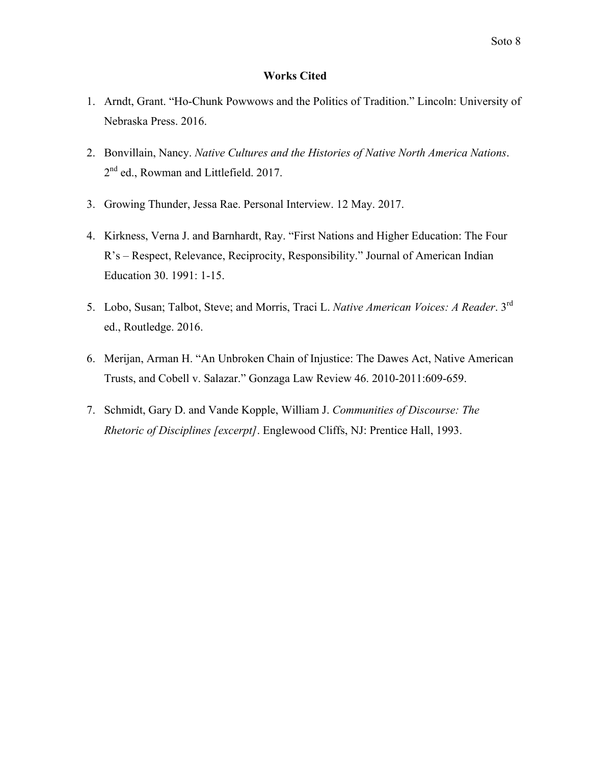# Works Cited

1. Arndt, Grant. "Ho-Chunk Powwows and the Politics of Tradition." Lincoln: University of Nebraska Press. 2016.

2. Bonvillain, Nancy. *Native Cultures and the Histories of Native North America Nations*. 2nd ed., Rowman and Littlefield. 2017.

3. Growing Thunder, Jessa Rae. Personal Interview. 12 May. 2017.

4. Kirkness, Verna J. and Barnhardt, Ray. "First Nations and Higher Education: The Four R's – Respect, Relevance, Reciprocity, Responsibility." Journal of American Indian Education 30. 1991: 1-15.

5. Lobo, Susan; Talbot, Steve; and Morris, Traci L. *Native American Voices: A Reader*. 3rd ed., Routledge. 2016.

6. Merijan, Arman H. "An Unbroken Chain of Injustice: The Dawes Act, Native American Trusts, and Cobell v. Salazar." Gonzaga Law Review 46. 2010-2011:609-659.

7. Schmidt, Gary D. and Vande Kopple, William J. *Communities of Discourse: The Rhetoric of Disciplines [excerpt]*. Englewood Cliffs, NJ: Prentice Hall, 1993.